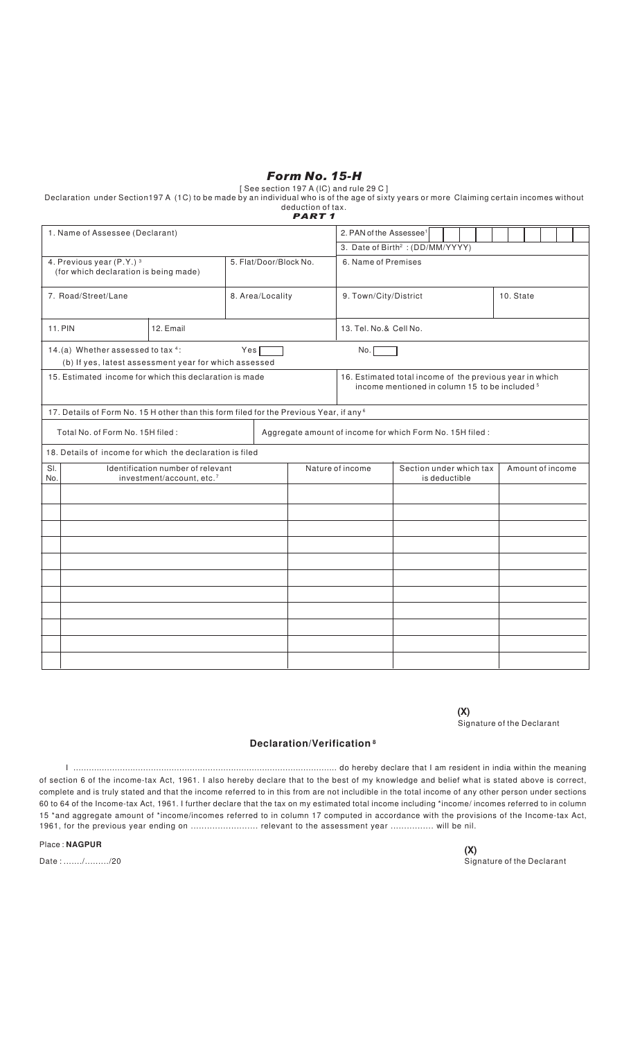# *Form No. 15-H*

[ See section 197 A (IC) and rule 29 C ]

Declaration under Section197 A (1C) to be made by an individual who is of the age of sixty years or more Claiming certain incomes without deduction of tax.

***PART 1***

| | | | |
|---|---|---|---|
| 1. Name of Assessee (Declarant) | | 2. PAN of the Assessee[1] | |
| | | 3. Date of Birth[2] : (DD/MM/YYYY) | |
| 4. Previous year (P.Y.) [3] (for which declaration is being made) | 5. Flat/Door/Block No. | 6. Name of Premises | |
| 7. Road/Street/Lane | 8. Area/Locality | 9. Town/City/District | 10. State |
| 11. PIN / 12. Email | | 13. Tel. No.& Cell No. | |
| 14.(a) Whether assessed to tax [4]: Yes ☐ No. ☐ (b) If yes, latest assessment year for which assessed | | | |
| 15. Estimated income for which this declaration is made | | 16. Estimated total income of the previous year in which income mentioned in column 15 to be included [5] | |
| 17. Details of Form No. 15 H other than this form filed for the Previous Year, if any [6] | | | |
| Total No. of Form No. 15H filed : | Aggregate amount of income for which Form No. 15H filed : | | |

18. Details of income for which the declaration is filed

| Sl. No. | Identification number of relevant investment/account, etc.[7] | Nature of income | Section under which tax is deductible | Amount of income |
|---|---|---|---|---|
| | | | | |
| | | | | |
| | | | | |
| | | | | |
| | | | | |
| | | | | |
| | | | | |
| | | | | |
| | | | | |
| | | | | |
| | | | | |

**(X)**
Signature of the Declarant

## Declaration/Verification [8]

I ..................................................................................................... do hereby declare that I am resident in india within the meaning of section 6 of the income-tax Act, 1961. I also hereby declare that to the best of my knowledge and belief what is stated above is correct, complete and is truly stated and that the income referred to in this from are not includible in the total income of any other person under sections 60 to 64 of the Income-tax Act, 1961. I further declare that the tax on my estimated total income including *income/ incomes referred to in column 15 *and aggregate amount of *income/incomes referred to in column 17 computed in accordance with the provisions of the Income-tax Act, 1961, for the previous year ending on ......................... relevant to the assessment year ................ will be nil.

Place : **NAGPUR**

Date : ......./........./20

**(X)**
Signature of the Declarant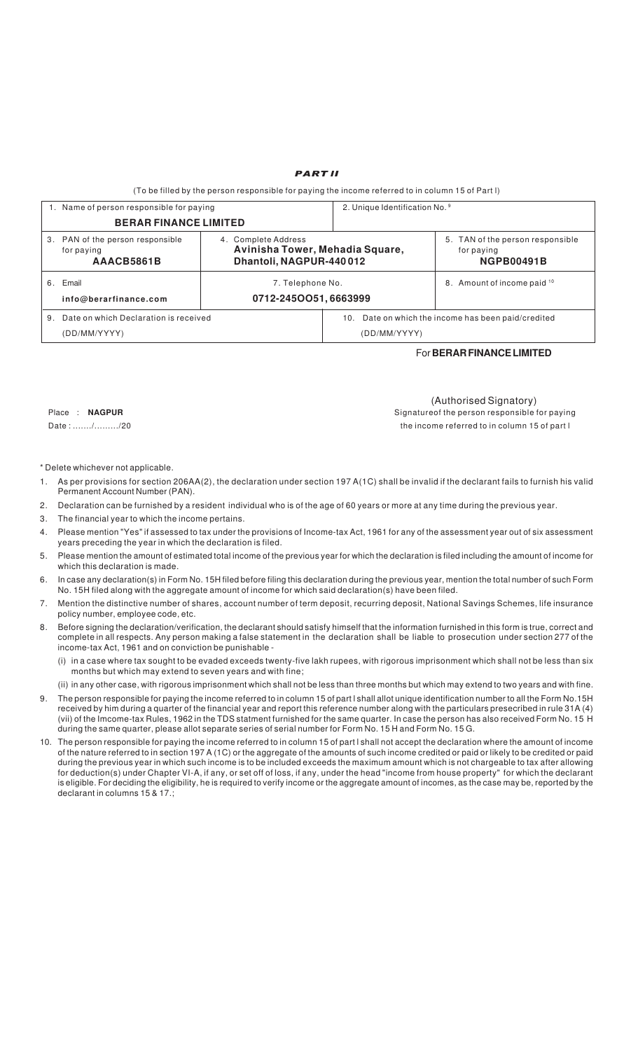## *PART II*

(To be filled by the person responsible for paying the income referred to in column 15 of Part I)

| | | | |
|---|---|---|---|
| 1. Name of person responsible for paying<br>**BERAR FINANCE LIMITED** | | 2. Unique Identification No. [9] | |
| 3. PAN of the person responsible for paying<br>**AAACB5861B** | 4. Complete Address<br>**Avinisha Tower, Mehadia Square, Dhantoli, NAGPUR-440 012** | | 5. TAN of the person responsible for paying<br>**NGPB00491B** |
| 6. Email<br>**info@berarfinance.com** | 7. Telephone No.<br>**0712-2450O51, 6663999** | | 8. Amount of income paid [10] |
| 9. Date on which Declaration is received<br>(DD/MM/YYYY) | | 10. Date on which the income has been paid/credited<br>(DD/MM/YYYY) | |

For **BERAR FINANCE LIMITED**

(Authorised Signatory)
Signatureof the person responsible for paying the income referred to in column 15 of part I

Place : **NAGPUR**
Date : ......./........./20

\* Delete whichever not applicable.

1. As per provisions for section 206AA(2), the declaration under section 197 A(1C) shall be invalid if the declarant fails to furnish his valid Permanent Account Number (PAN).
2. Declaration can be furnished by a resident individual who is of the age of 60 years or more at any time during the previous year.
3. The financial year to which the income pertains.
4. Please mention "Yes" if assessed to tax under the provisions of Income-tax Act, 1961 for any of the assessment year out of six assessment years preceding the year in which the declaration is filed.
5. Please mention the amount of estimated total income of the previous year for which the declaration is filed including the amount of income for which this declaration is made.
6. In case any declaration(s) in Form No. 15H filed before filing this declaration during the previous year, mention the total number of such Form No. 15H filed along with the aggregate amount of income for which said declaration(s) have been filed.
7. Mention the distinctive number of shares, account number of term deposit, recurring deposit, National Savings Schemes, life insurance policy number, employee code, etc.
8. Before signing the declaration/verification, the declarant should satisfy himself that the information furnished in this form is true, correct and complete in all respects. Any person making a false statement in the declaration shall be liable to prosecution under section 277 of the income-tax Act, 1961 and on conviction be punishable -
   (i) in a case where tax sought to be evaded exceeds twenty-five lakh rupees, with rigorous imprisonment which shall not be less than six months but which may extend to seven years and with fine;
   (ii) in any other case, with rigorous imprisonment which shall not be less than three months but which may extend to two years and with fine.
9. The person responsible for paying the income referred to in column 15 of part I shall allot unique identification number to all the Form No.15H received by him during a quarter of the financial year and report this reference number along with the particulars presecribed in rule 31A (4) (vii) of the Imcome-tax Rules, 1962 in the TDS statment furnished for the same quarter. In case the person has also received Form No. 15 H during the same quarter, please allot separate series of serial number for Form No. 15 H and Form No. 15 G.
10. The person responsible for paying the income referred to in column 15 of part I shall not accept the declaration where the amount of income of the nature referred to in section 197 A (1C) or the aggregate of the amounts of such income credited or paid or likely to be credited or paid during the previous year in which such income is to be included exceeds the maximum amount which is not chargeable to tax after allowing for deduction(s) under Chapter VI-A, if any, or set off of loss, if any, under the head "income from house property" for which the declarant is eligible. For deciding the eligibility, he is required to verify income or the aggregate amount of incomes, as the case may be, reported by the declarant in columns 15 & 17.;